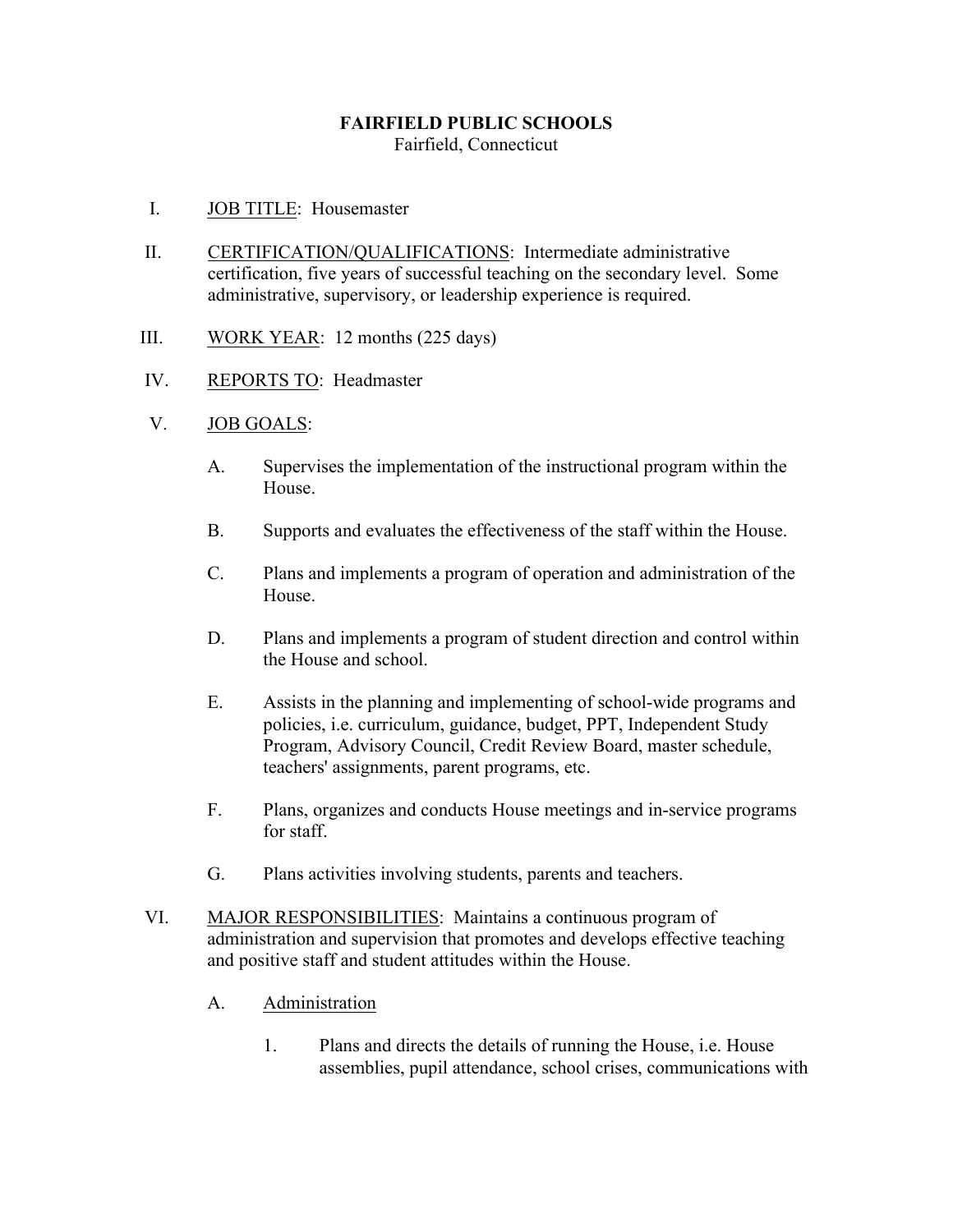# FAIRFIELD PUBLIC SCHOOLS

Fairfield, Connecticut

I. JOB TITLE: Housemaster

II. CERTIFICATION/QUALIFICATIONS: Intermediate administrative certification, five years of successful teaching on the secondary level. Some administrative, supervisory, or leadership experience is required.

III. WORK YEAR: 12 months (225 days)

IV. REPORTS TO: Headmaster

V. JOB GOALS:

- A. Supervises the implementation of the instructional program within the House.
- B. Supports and evaluates the effectiveness of the staff within the House.
- C. Plans and implements a program of operation and administration of the House.
- D. Plans and implements a program of student direction and control within the House and school.
- E. Assists in the planning and implementing of school-wide programs and policies, i.e. curriculum, guidance, budget, PPT, Independent Study Program, Advisory Council, Credit Review Board, master schedule, teachers' assignments, parent programs, etc.
- F. Plans, organizes and conducts House meetings and in-service programs for staff.
- G. Plans activities involving students, parents and teachers.

VI. MAJOR RESPONSIBILITIES: Maintains a continuous program of administration and supervision that promotes and develops effective teaching and positive staff and student attitudes within the House.

- A. Administration
  1. Plans and directs the details of running the House, i.e. House assemblies, pupil attendance, school crises, communications with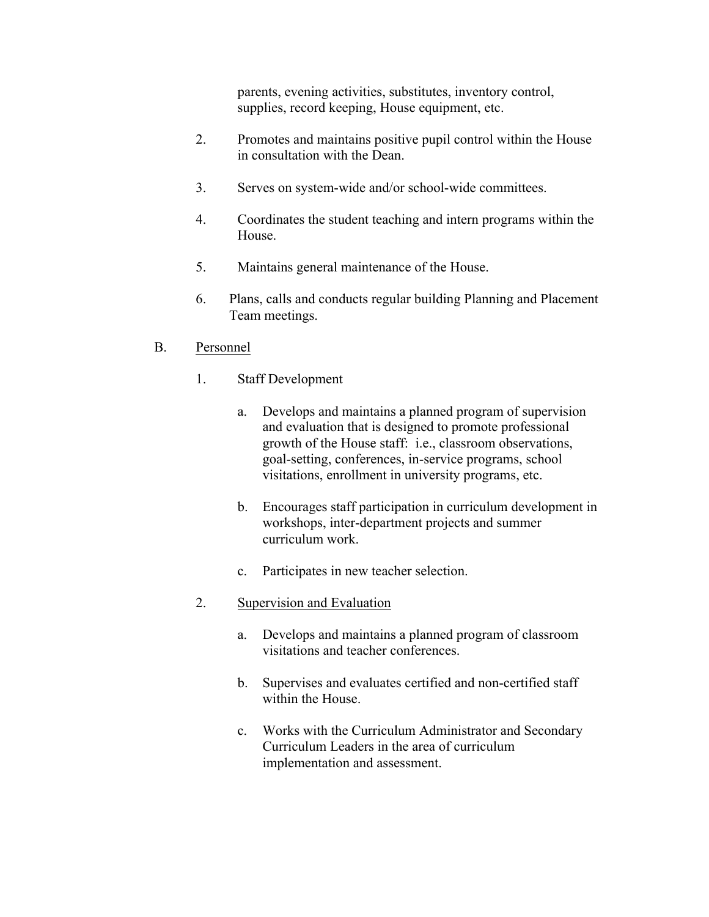parents, evening activities, substitutes, inventory control, supplies, record keeping, House equipment, etc.

2. Promotes and maintains positive pupil control within the House in consultation with the Dean.

3. Serves on system-wide and/or school-wide committees.

4. Coordinates the student teaching and intern programs within the House.

5. Maintains general maintenance of the House.

6. Plans, calls and conducts regular building Planning and Placement Team meetings.

B. <u>Personnel</u>

1. Staff Development

   a. Develops and maintains a planned program of supervision and evaluation that is designed to promote professional growth of the House staff: i.e., classroom observations, goal-setting, conferences, in-service programs, school visitations, enrollment in university programs, etc.

   b. Encourages staff participation in curriculum development in workshops, inter-department projects and summer curriculum work.

   c. Participates in new teacher selection.

2. <u>Supervision and Evaluation</u>

   a. Develops and maintains a planned program of classroom visitations and teacher conferences.

   b. Supervises and evaluates certified and non-certified staff within the House.

   c. Works with the Curriculum Administrator and Secondary Curriculum Leaders in the area of curriculum implementation and assessment.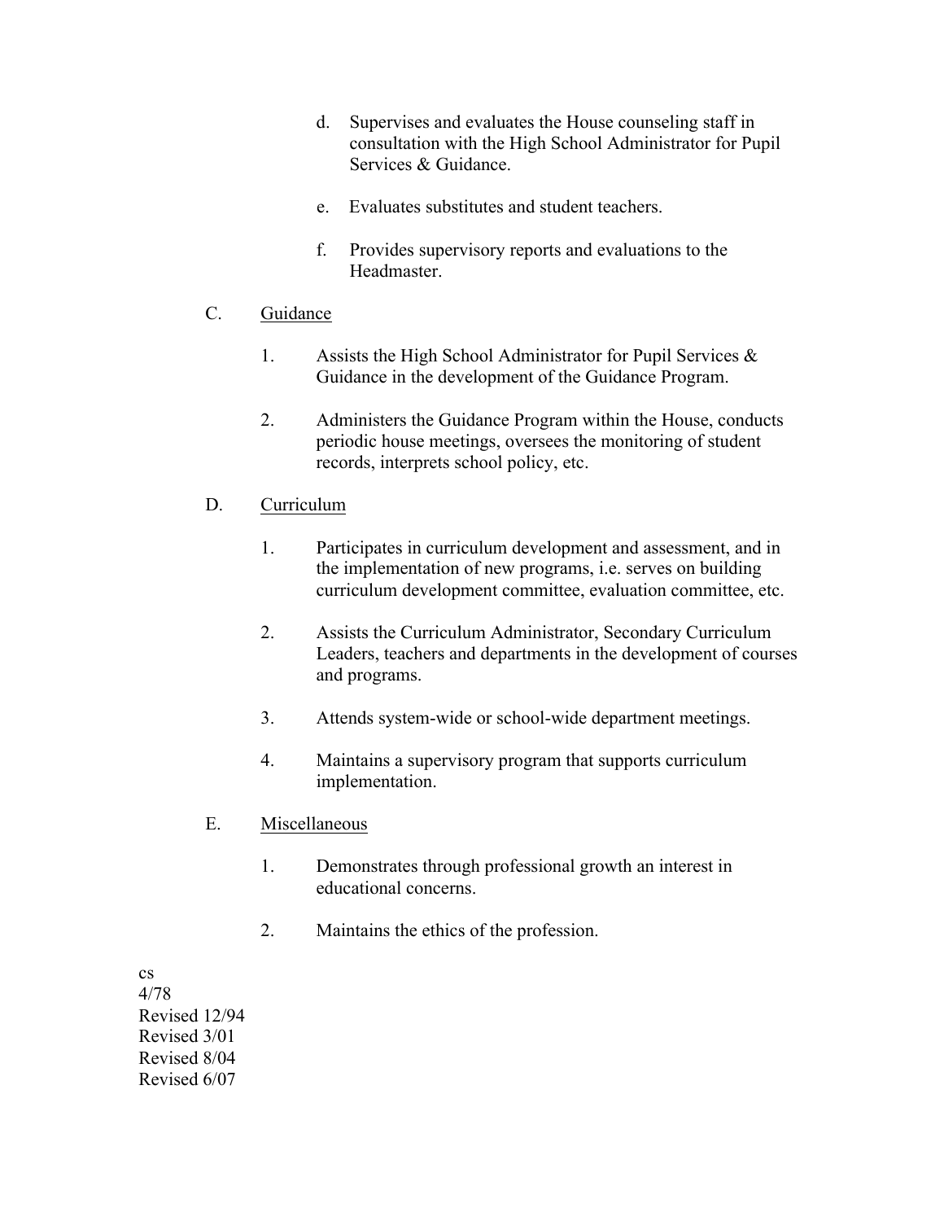d. Supervises and evaluates the House counseling staff in consultation with the High School Administrator for Pupil Services & Guidance.

e. Evaluates substitutes and student teachers.

f. Provides supervisory reports and evaluations to the Headmaster.

C. <u>Guidance</u>

1. Assists the High School Administrator for Pupil Services & Guidance in the development of the Guidance Program.

2. Administers the Guidance Program within the House, conducts periodic house meetings, oversees the monitoring of student records, interprets school policy, etc.

D. <u>Curriculum</u>

1. Participates in curriculum development and assessment, and in the implementation of new programs, i.e. serves on building curriculum development committee, evaluation committee, etc.

2. Assists the Curriculum Administrator, Secondary Curriculum Leaders, teachers and departments in the development of courses and programs.

3. Attends system-wide or school-wide department meetings.

4. Maintains a supervisory program that supports curriculum implementation.

E. <u>Miscellaneous</u>

1. Demonstrates through professional growth an interest in educational concerns.

2. Maintains the ethics of the profession.

cs
4/78
Revised 12/94
Revised 3/01
Revised 8/04
Revised 6/07